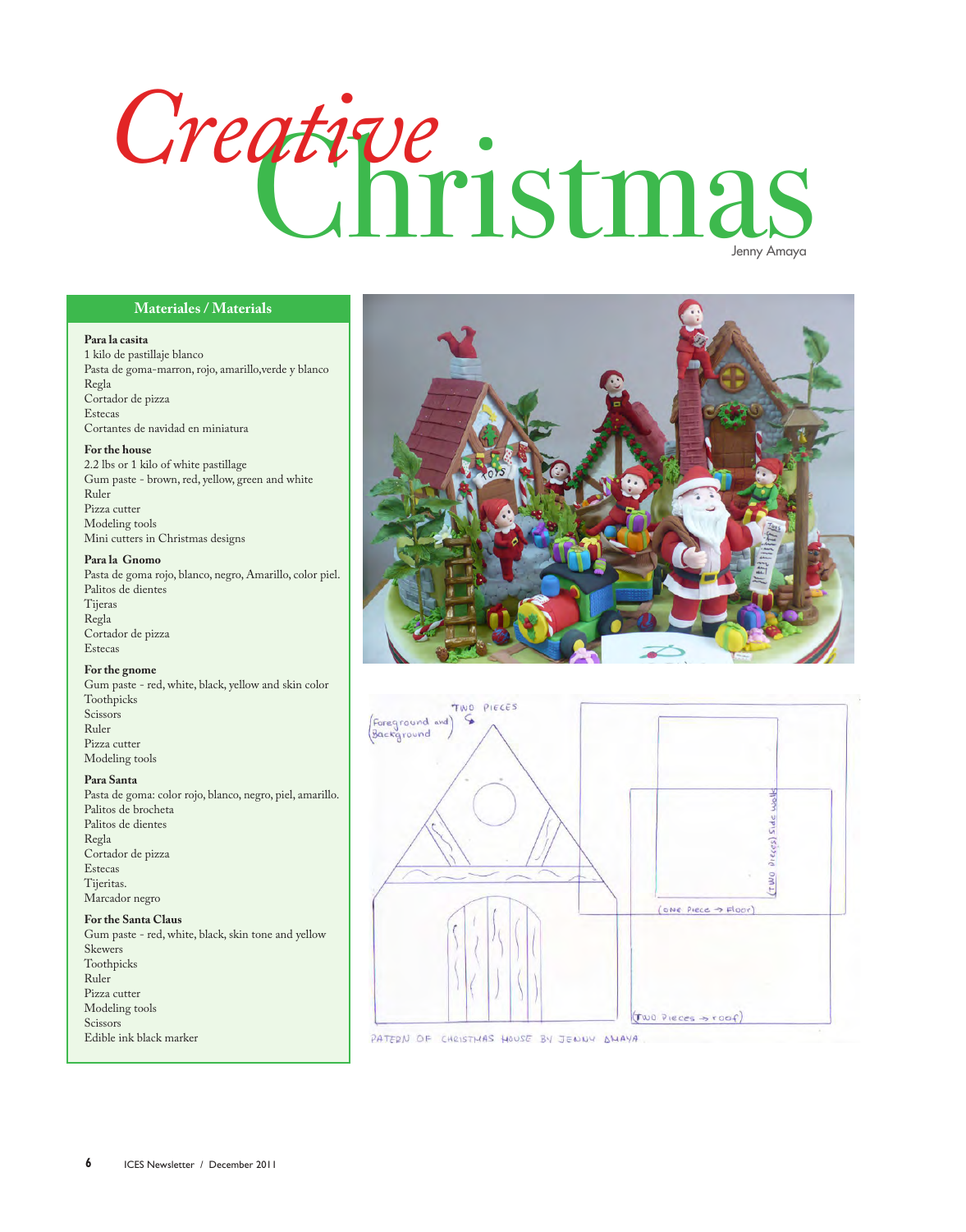# Creative Christmas

Jenny Amaya

## Materiales / Materials

**Para la casita**
1 kilo de pastillaje blanco
Pasta de goma-marron, rojo, amarillo,verde y blanco
Regla
Cortador de pizza
Estecas
Cortantes de navidad en miniatura

**For the house**
2.2 lbs or 1 kilo of white pastillage
Gum paste - brown, red, yellow, green and white
Ruler
Pizza cutter
Modeling tools
Mini cutters in Christmas designs

**Para la Gnomo**
Pasta de goma rojo, blanco, negro, Amarillo, color piel.
Palitos de dientes
Tijeras
Regla
Cortador de pizza
Estecas

**For the gnome**
Gum paste - red, white, black, yellow and skin color
Toothpicks
Scissors
Ruler
Pizza cutter
Modeling tools

**Para Santa**
Pasta de goma: color rojo, blanco, negro, piel, amarillo.
Palitos de brocheta
Palitos de dientes
Regla
Cortador de pizza
Estecas
Tijeritas.
Marcador negro

**For the Santa Claus**
Gum paste - red, white, black, skin tone and yellow
Skewers
Toothpicks
Ruler
Pizza cutter
Modeling tools
Scissors
Edible ink black marker

TWO PIECES (Foreground and Background)

(TWO Pieces) Side walls

(ONE Piece → Floor)

(TWO Pieces → roof)

PATERN OF CHRISTMAS HOUSE BY JENNY AMAYA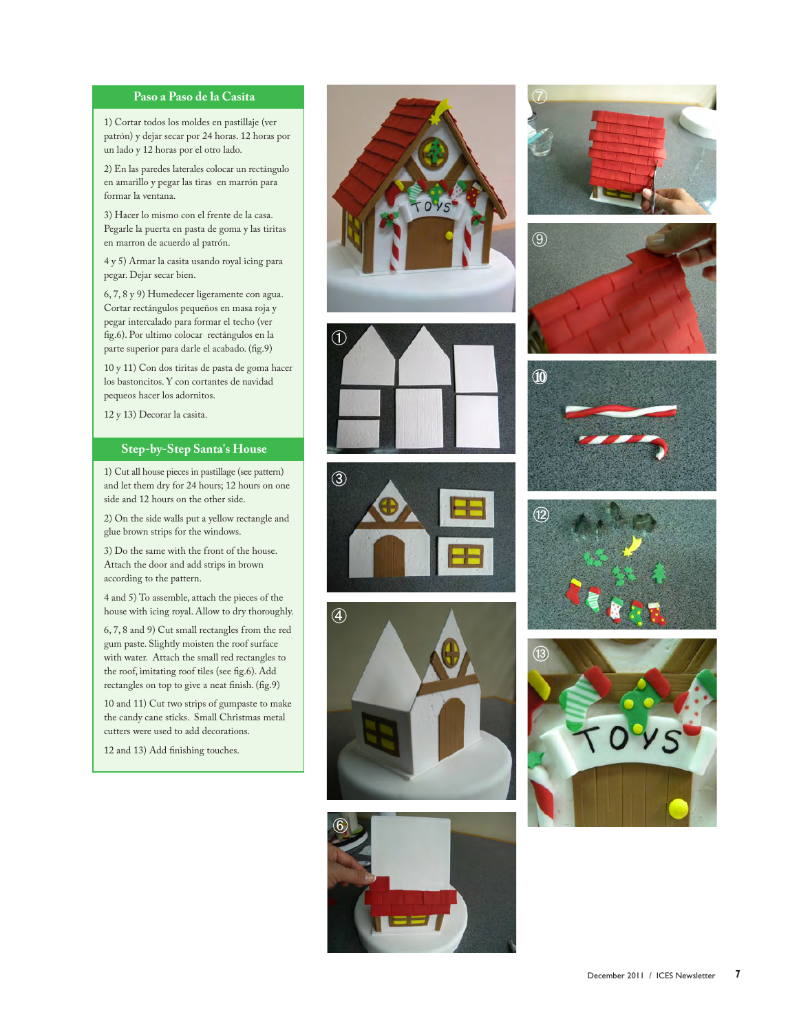## Paso a Paso de la Casita

1) Cortar todos los moldes en pastillaje (ver patrón) y dejar secar por 24 horas. 12 horas por un lado y 12 horas por el otro lado.

2) En las paredes laterales colocar un rectángulo en amarillo y pegar las tiras en marrón para formar la ventana.

3) Hacer lo mismo con el frente de la casa. Pegarle la puerta en pasta de goma y las tiritas en marron de acuerdo al patrón.

4 y 5) Armar la casita usando royal icing para pegar. Dejar secar bien.

6, 7, 8 y 9) Humedecer ligeramente con agua. Cortar rectángulos pequeños en masa roja y pegar intercalado para formar el techo (ver fig.6). Por ultimo colocar rectángulos en la parte superior para darle el acabado. (fig.9)

10 y 11) Con dos tiritas de pasta de goma hacer los bastoncitos. Y con cortantes de navidad pequeos hacer los adornitos.

12 y 13) Decorar la casita.

## Step-by-Step Santa's House

1) Cut all house pieces in pastillage (see pattern) and let them dry for 24 hours; 12 hours on one side and 12 hours on the other side.

2) On the side walls put a yellow rectangle and glue brown strips for the windows.

3) Do the same with the front of the house. Attach the door and add strips in brown according to the pattern.

4 and 5) To assemble, attach the pieces of the house with icing royal. Allow to dry thoroughly.

6, 7, 8 and 9) Cut small rectangles from the red gum paste. Slightly moisten the roof surface with water. Attach the small red rectangles to the roof, imitating roof tiles (see fig.6). Add rectangles on top to give a neat finish. (fig.9)

10 and 11) Cut two strips of gumpaste to make the candy cane sticks. Small Christmas metal cutters were used to add decorations.

12 and 13) Add finishing touches.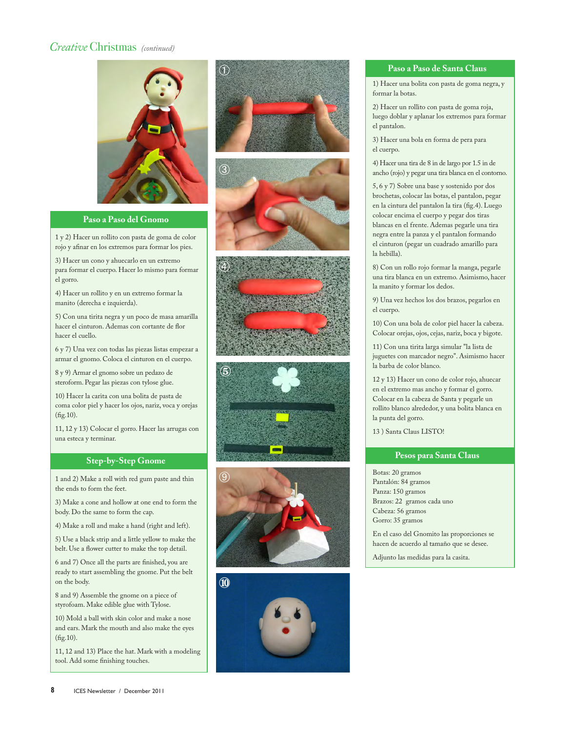## Paso a Paso del Gnomo

1 y 2) Hacer un rollito con pasta de goma de color rojo y afinar en los extremos para formar los pies.

3) Hacer un cono y ahuecarlo en un extremo para formar el cuerpo. Hacer lo mismo para formar el gorro.

4) Hacer un rollito y en un extremo formar la manito (derecha e izquierda).

5) Con una tirita negra y un poco de masa amarilla hacer el cinturon. Ademas con cortante de flor hacer el cuello.

6 y 7) Una vez con todas las piezas listas empezar a armar el gnomo. Coloca el cinturon en el cuerpo.

8 y 9) Armar el gnomo sobre un pedazo de steroform. Pegar las piezas con tylose glue.

10) Hacer la carita con una bolita de pasta de coma color piel y hacer los ojos, nariz, voca y orejas (fig.10).

11, 12 y 13) Colocar el gorro. Hacer las arrugas con una esteca y terminar.

## Step-by-Step Gnome

1 and 2) Make a roll with red gum paste and thin the ends to form the feet.

3) Make a cone and hollow at one end to form the body. Do the same to form the cap.

4) Make a roll and make a hand (right and left).

5) Use a black strip and a little yellow to make the belt. Use a flower cutter to make the top detail.

6 and 7) Once all the parts are finished, you are ready to start assembling the gnome. Put the belt on the body.

8 and 9) Assemble the gnome on a piece of styrofoam. Make edible glue with Tylose.

10) Mold a ball with skin color and make a nose and ears. Mark the mouth and also make the eyes (fig.10).

11, 12 and 13) Place the hat. Mark with a modeling tool. Add some finishing touches.

## Paso a Paso de Santa Claus

1) Hacer una bolita con pasta de goma negra, y formar la botas.

2) Hacer un rollito con pasta de goma roja, luego doblar y aplanar los extremos para formar el pantalon.

3) Hacer una bola en forma de pera para el cuerpo.

4) Hacer una tira de 8 in de largo por 1.5 in de ancho (rojo) y pegar una tira blanca en el contorno.

5, 6 y 7) Sobre una base y sostenido por dos brochetas, colocar las botas, el pantalon, pegar en la cintura del pantalon la tira (fig.4). Luego colocar encima el cuerpo y pegar dos tiras blancas en el frente. Ademas pegarle una tira negra entre la panza y el pantalon formando el cinturon (pegar un cuadrado amarillo para la hebilla).

8) Con un rollo rojo formar la manga, pegarle una tira blanca en un extremo. Asimismo, hacer la manito y formar los dedos.

9) Una vez hechos los dos brazos, pegarlos en el cuerpo.

10) Con una bola de color piel hacer la cabeza. Colocar orejas, ojos, cejas, nariz, boca y bigote.

11) Con una tirita larga simular "la lista de juguetes con marcador negro". Asimismo hacer la barba de color blanco.

12 y 13) Hacer un cono de color rojo, ahuecar en el extremo mas ancho y formar el gorro. Colocar en la cabeza de Santa y pegarle un rollito blanco alrededor, y una bolita blanca en la punta del gorro.

13 ) Santa Claus LISTO!

## Pesos para Santa Claus

Botas: 20 gramos
Pantalón: 84 gramos
Panza: 150 gramos
Brazos: 22 gramos cada uno
Cabeza: 56 gramos
Gorro: 35 gramos

En el caso del Gnomito las proporciones se hacen de acuerdo al tamaño que se desee.

Adjunto las medidas para la casita.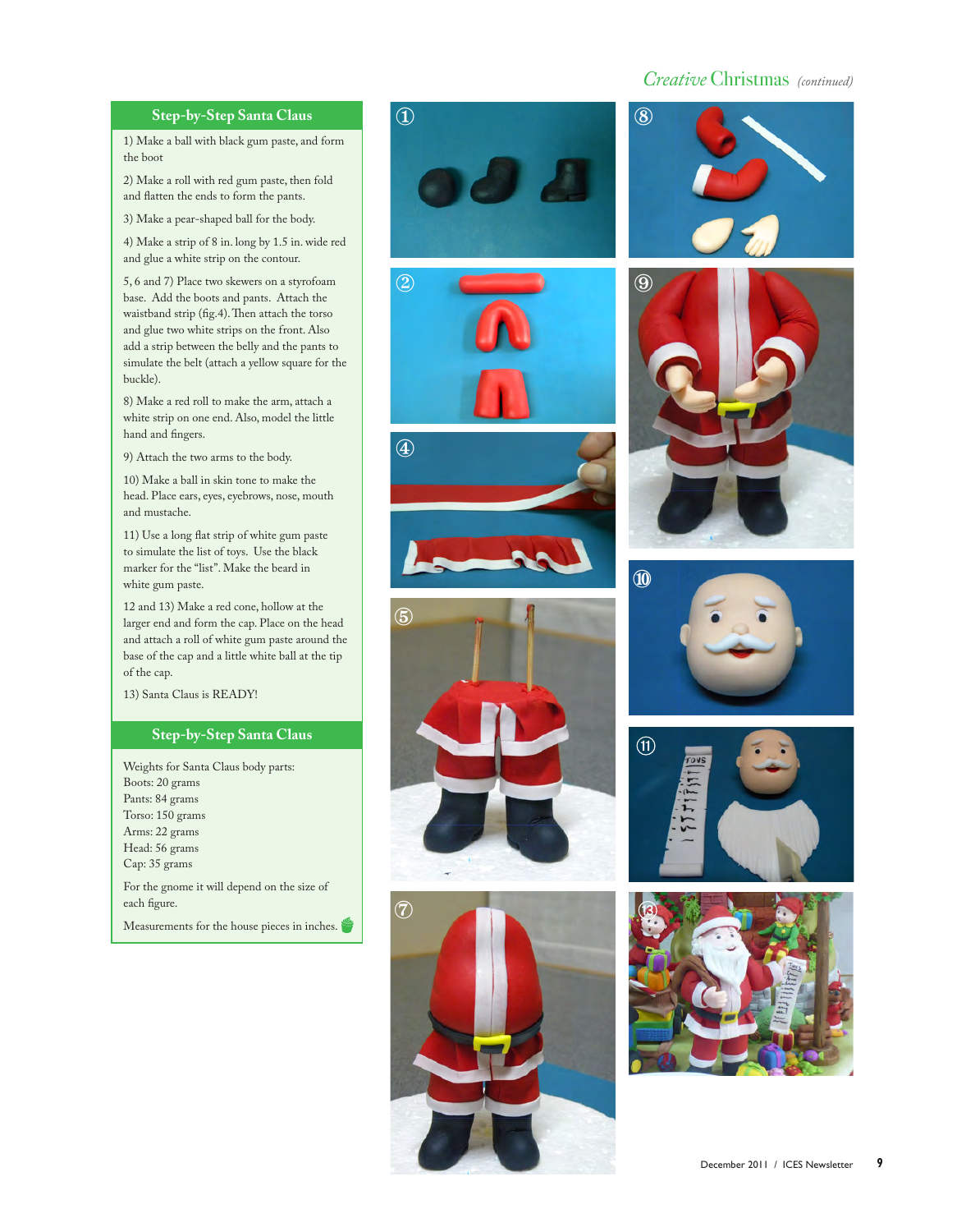## Step-by-Step Santa Claus

1) Make a ball with black gum paste, and form the boot

2) Make a roll with red gum paste, then fold and flatten the ends to form the pants.

3) Make a pear-shaped ball for the body.

4) Make a strip of 8 in. long by 1.5 in. wide red and glue a white strip on the contour.

5, 6 and 7) Place two skewers on a styrofoam base. Add the boots and pants. Attach the waistband strip (fig.4). Then attach the torso and glue two white strips on the front. Also add a strip between the belly and the pants to simulate the belt (attach a yellow square for the buckle).

8) Make a red roll to make the arm, attach a white strip on one end. Also, model the little hand and fingers.

9) Attach the two arms to the body.

10) Make a ball in skin tone to make the head. Place ears, eyes, eyebrows, nose, mouth and mustache.

11) Use a long flat strip of white gum paste to simulate the list of toys. Use the black marker for the "list". Make the beard in white gum paste.

12 and 13) Make a red cone, hollow at the larger end and form the cap. Place on the head and attach a roll of white gum paste around the base of the cap and a little white ball at the tip of the cap.

13) Santa Claus is READY!

## Step-by-Step Santa Claus

Weights for Santa Claus body parts:
Boots: 20 grams
Pants: 84 grams
Torso: 150 grams
Arms: 22 grams
Head: 56 grams
Cap: 35 grams

For the gnome it will depend on the size of each figure.

Measurements for the house pieces in inches.